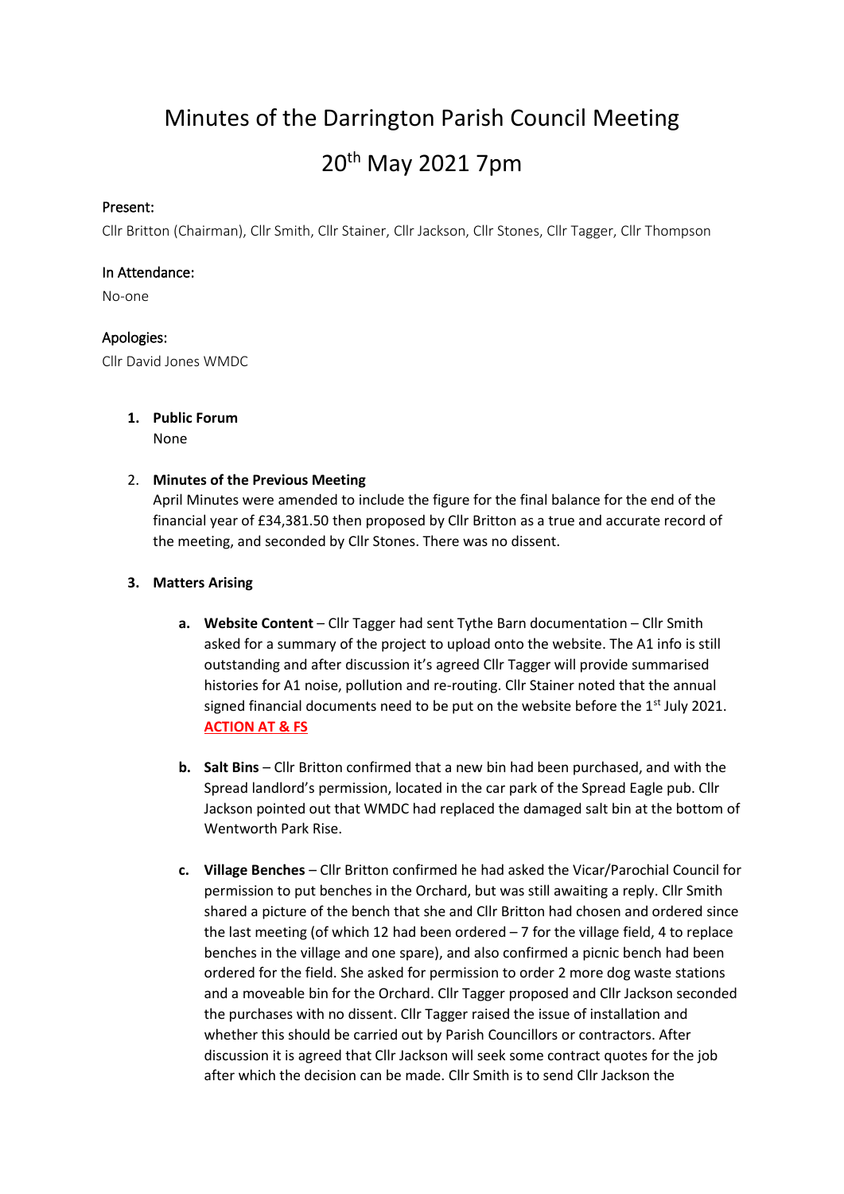# Minutes of the Darrington Parish Council Meeting

# 20th May 2021 7pm

### Present:

Cllr Britton (Chairman), Cllr Smith, Cllr Stainer, Cllr Jackson, Cllr Stones, Cllr Tagger, Cllr Thompson

### In Attendance:

No-one

### Apologies:

Cllr David Jones WMDC

1. **Public Forum**
   None

2. **Minutes of the Previous Meeting**
   April Minutes were amended to include the figure for the final balance for the end of the financial year of £34,381.50 then proposed by Cllr Britton as a true and accurate record of the meeting, and seconded by Cllr Stones. There was no dissent.

3. **Matters Arising**

   a. **Website Content** – Cllr Tagger had sent Tythe Barn documentation – Cllr Smith asked for a summary of the project to upload onto the website. The A1 info is still outstanding and after discussion it's agreed Cllr Tagger will provide summarised histories for A1 noise, pollution and re-routing. Cllr Stainer noted that the annual signed financial documents need to be put on the website before the 1st July 2021. **ACTION AT & FS**

   b. **Salt Bins** – Cllr Britton confirmed that a new bin had been purchased, and with the Spread landlord's permission, located in the car park of the Spread Eagle pub. Cllr Jackson pointed out that WMDC had replaced the damaged salt bin at the bottom of Wentworth Park Rise.

   c. **Village Benches** – Cllr Britton confirmed he had asked the Vicar/Parochial Council for permission to put benches in the Orchard, but was still awaiting a reply. Cllr Smith shared a picture of the bench that she and Cllr Britton had chosen and ordered since the last meeting (of which 12 had been ordered – 7 for the village field, 4 to replace benches in the village and one spare), and also confirmed a picnic bench had been ordered for the field. She asked for permission to order 2 more dog waste stations and a moveable bin for the Orchard. Cllr Tagger proposed and Cllr Jackson seconded the purchases with no dissent. Cllr Tagger raised the issue of installation and whether this should be carried out by Parish Councillors or contractors. After discussion it is agreed that Cllr Jackson will seek some contract quotes for the job after which the decision can be made. Cllr Smith is to send Cllr Jackson the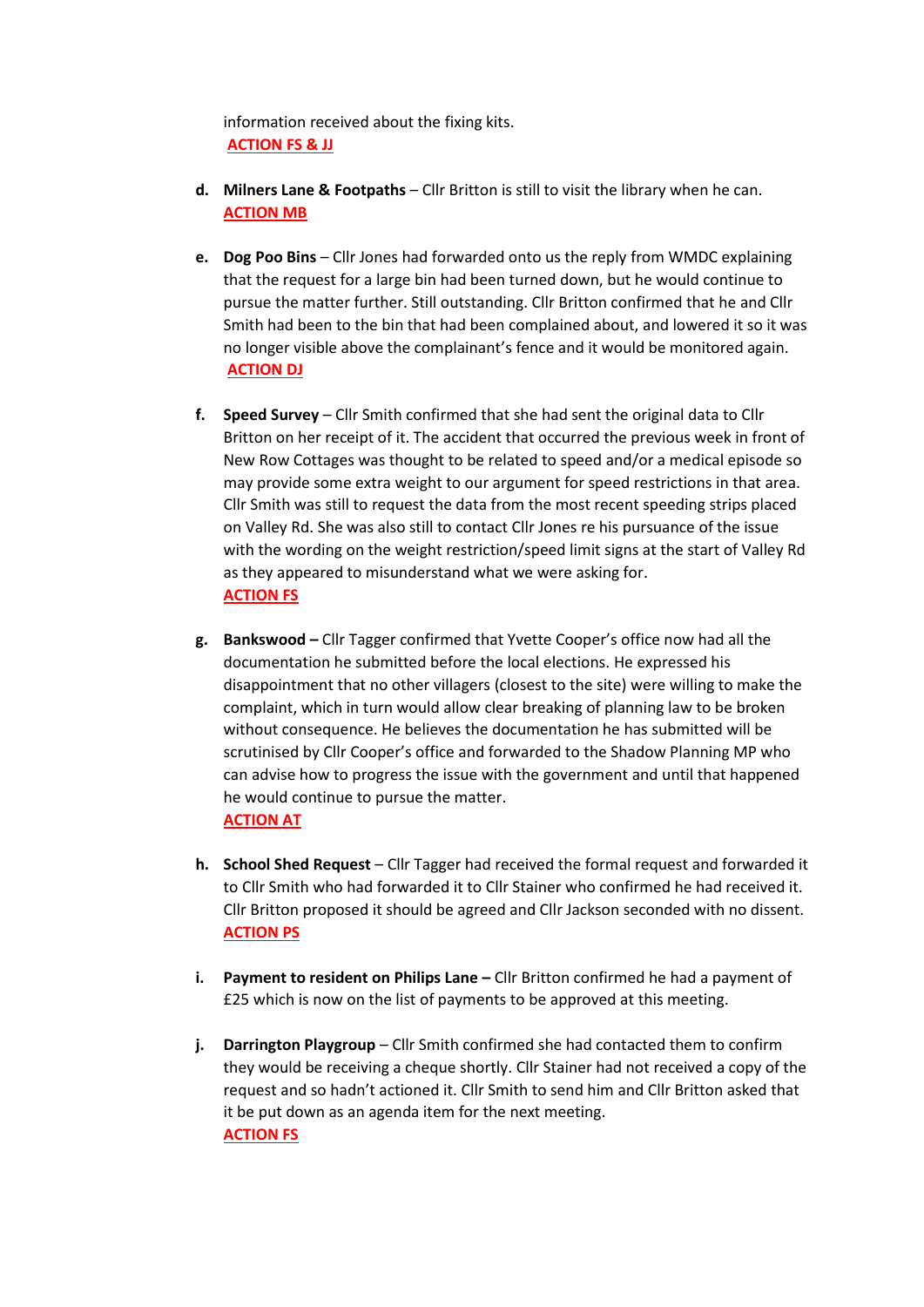information received about the fixing kits.
**ACTION FS & JJ**

d. **Milners Lane & Footpaths** – Cllr Britton is still to visit the library when he can.
**ACTION MB**

e. **Dog Poo Bins** – Cllr Jones had forwarded onto us the reply from WMDC explaining that the request for a large bin had been turned down, but he would continue to pursue the matter further. Still outstanding. Cllr Britton confirmed that he and Cllr Smith had been to the bin that had been complained about, and lowered it so it was no longer visible above the complainant's fence and it would be monitored again.
**ACTION DJ**

f. **Speed Survey** – Cllr Smith confirmed that she had sent the original data to Cllr Britton on her receipt of it. The accident that occurred the previous week in front of New Row Cottages was thought to be related to speed and/or a medical episode so may provide some extra weight to our argument for speed restrictions in that area. Cllr Smith was still to request the data from the most recent speeding strips placed on Valley Rd. She was also still to contact Cllr Jones re his pursuance of the issue with the wording on the weight restriction/speed limit signs at the start of Valley Rd as they appeared to misunderstand what we were asking for.
**ACTION FS**

g. **Bankswood –** Cllr Tagger confirmed that Yvette Cooper's office now had all the documentation he submitted before the local elections. He expressed his disappointment that no other villagers (closest to the site) were willing to make the complaint, which in turn would allow clear breaking of planning law to be broken without consequence. He believes the documentation he has submitted will be scrutinised by Cllr Cooper's office and forwarded to the Shadow Planning MP who can advise how to progress the issue with the government and until that happened he would continue to pursue the matter.
**ACTION AT**

h. **School Shed Request** – Cllr Tagger had received the formal request and forwarded it to Cllr Smith who had forwarded it to Cllr Stainer who confirmed he had received it. Cllr Britton proposed it should be agreed and Cllr Jackson seconded with no dissent.
**ACTION PS**

i. **Payment to resident on Philips Lane –** Cllr Britton confirmed he had a payment of £25 which is now on the list of payments to be approved at this meeting.

j. **Darrington Playgroup** – Cllr Smith confirmed she had contacted them to confirm they would be receiving a cheque shortly. Cllr Stainer had not received a copy of the request and so hadn't actioned it. Cllr Smith to send him and Cllr Britton asked that it be put down as an agenda item for the next meeting.
**ACTION FS**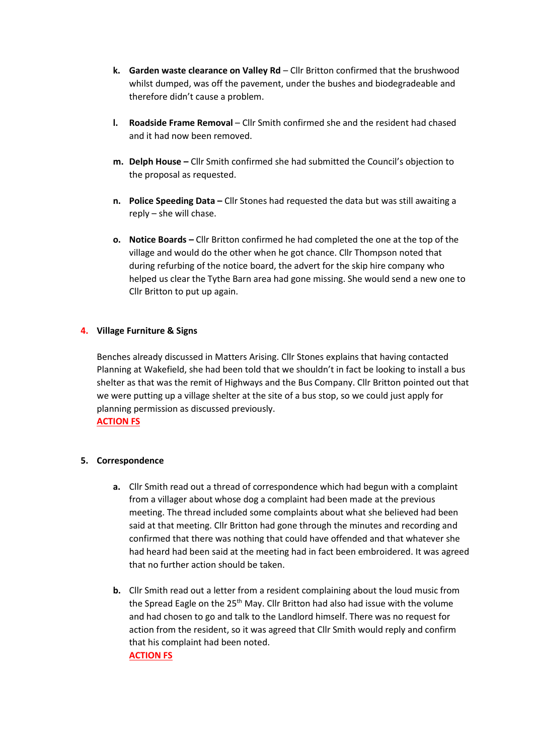k. **Garden waste clearance on Valley Rd** – Cllr Britton confirmed that the brushwood whilst dumped, was off the pavement, under the bushes and biodegradeable and therefore didn't cause a problem.

l. **Roadside Frame Removal** – Cllr Smith confirmed she and the resident had chased and it had now been removed.

m. **Delph House –** Cllr Smith confirmed she had submitted the Council's objection to the proposal as requested.

n. **Police Speeding Data –** Cllr Stones had requested the data but was still awaiting a reply – she will chase.

o. **Notice Boards –** Cllr Britton confirmed he had completed the one at the top of the village and would do the other when he got chance. Cllr Thompson noted that during refurbing of the notice board, the advert for the skip hire company who helped us clear the Tythe Barn area had gone missing. She would send a new one to Cllr Britton to put up again.

## 4. Village Furniture & Signs

Benches already discussed in Matters Arising. Cllr Stones explains that having contacted Planning at Wakefield, she had been told that we shouldn't in fact be looking to install a bus shelter as that was the remit of Highways and the Bus Company. Cllr Britton pointed out that we were putting up a village shelter at the site of a bus stop, so we could just apply for planning permission as discussed previously.

**ACTION FS**

## 5. Correspondence

a. Cllr Smith read out a thread of correspondence which had begun with a complaint from a villager about whose dog a complaint had been made at the previous meeting. The thread included some complaints about what she believed had been said at that meeting. Cllr Britton had gone through the minutes and recording and confirmed that there was nothing that could have offended and that whatever she had heard had been said at the meeting had in fact been embroidered. It was agreed that no further action should be taken.

b. Cllr Smith read out a letter from a resident complaining about the loud music from the Spread Eagle on the 25th May. Cllr Britton had also had issue with the volume and had chosen to go and talk to the Landlord himself. There was no request for action from the resident, so it was agreed that Cllr Smith would reply and confirm that his complaint had been noted.

**ACTION FS**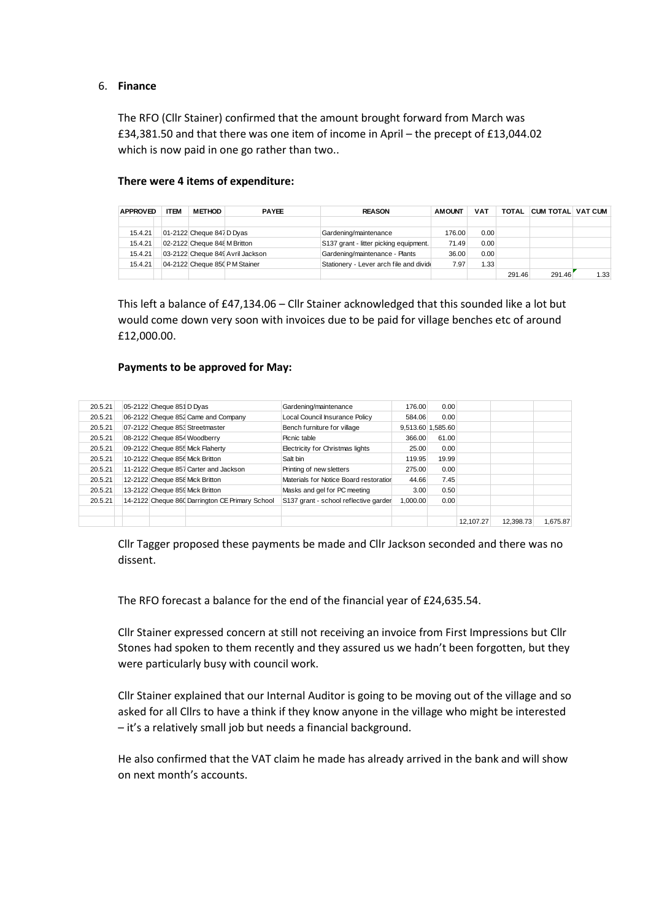6. **Finance**

The RFO (Cllr Stainer) confirmed that the amount brought forward from March was £34,381.50 and that there was one item of income in April – the precept of £13,044.02 which is now paid in one go rather than two..

**There were 4 items of expenditure:**

| APPROVED | ITEM | METHOD | PAYEE | REASON | AMOUNT | VAT | TOTAL | CUM TOTAL | VAT CUM |
|---|---|---|---|---|---|---|---|---|---|
| | | | | | | | | | |
| 15.4.21 | 01-2122 | Cheque 847 | D Dyas | Gardening/maintenance | 176.00 | 0.00 | | | |
| 15.4.21 | 02-2122 | Cheque 848 | M Britton | S137 grant - litter picking equipment. | 71.49 | 0.00 | | | |
| 15.4.21 | 03-2122 | Cheque 849 | Avril Jackson | Gardening/maintenance - Plants | 36.00 | 0.00 | | | |
| 15.4.21 | 04-2122 | Cheque 850 | P M Stainer | Stationery - Lever arch file and divide | 7.97 | 1.33 | | | |
| | | | | | | | 291.46 | 291.46 | 1.33 |

This left a balance of £47,134.06 – Cllr Stainer acknowledged that this sounded like a lot but would come down very soon with invoices due to be paid for village benches etc of around £12,000.00.

**Payments to be approved for May:**

| | | | | | | | | | |
|---|---|---|---|---|---|---|---|---|---|
| 20.5.21 | 05-2122 | Cheque 851 | D Dyas | Gardening/maintenance | 176.00 | 0.00 | | | |
| 20.5.21 | 06-2122 | Cheque 852 | Came and Company | Local Council Insurance Policy | 584.06 | 0.00 | | | |
| 20.5.21 | 07-2122 | Cheque 853 | Streetmaster | Bench furniture for village | 9,513.60 | 1,585.60 | | | |
| 20.5.21 | 08-2122 | Cheque 854 | Woodberry | Picnic table | 366.00 | 61.00 | | | |
| 20.5.21 | 09-2122 | Cheque 855 | Mick Flaherty | Electricity for Christmas lights | 25.00 | 0.00 | | | |
| 20.5.21 | 10-2122 | Cheque 856 | Mick Britton | Salt bin | 119.95 | 19.99 | | | |
| 20.5.21 | 11-2122 | Cheque 857 | Carter and Jackson | Printing of new sletters | 275.00 | 0.00 | | | |
| 20.5.21 | 12-2122 | Cheque 858 | Mick Britton | Materials for Notice Board restoration | 44.66 | 7.45 | | | |
| 20.5.21 | 13-2122 | Cheque 859 | Mick Britton | Masks and gel for PC meeting | 3.00 | 0.50 | | | |
| 20.5.21 | 14-2122 | Cheque 860 | Darrington CE Primary School | S137 grant - school reflective garden | 1,000.00 | 0.00 | | | |
| | | | | | | | | | |
| | | | | | | | 12,107.27 | 12,398.73 | 1,675.87 |

Cllr Tagger proposed these payments be made and Cllr Jackson seconded and there was no dissent.

The RFO forecast a balance for the end of the financial year of £24,635.54.

Cllr Stainer expressed concern at still not receiving an invoice from First Impressions but Cllr Stones had spoken to them recently and they assured us we hadn't been forgotten, but they were particularly busy with council work.

Cllr Stainer explained that our Internal Auditor is going to be moving out of the village and so asked for all Cllrs to have a think if they know anyone in the village who might be interested – it's a relatively small job but needs a financial background.

He also confirmed that the VAT claim he made has already arrived in the bank and will show on next month's accounts.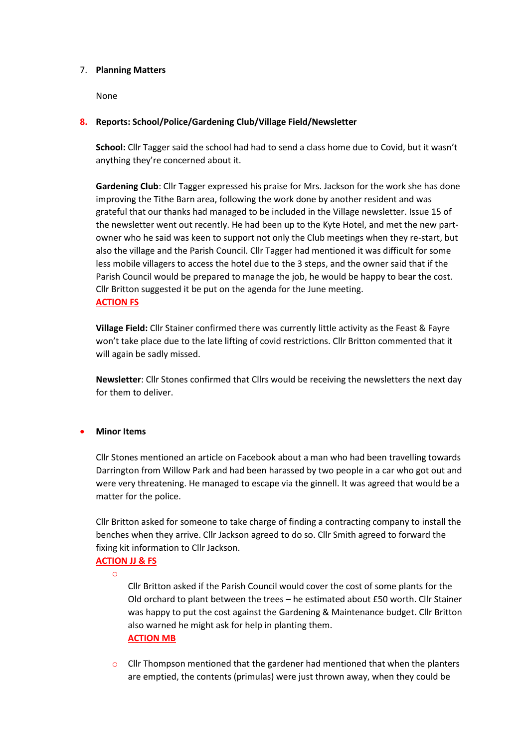7. **Planning Matters**

   None

8. **Reports: School/Police/Gardening Club/Village Field/Newsletter**

   **School:** Cllr Tagger said the school had had to send a class home due to Covid, but it wasn't anything they're concerned about it.

   **Gardening Club**: Cllr Tagger expressed his praise for Mrs. Jackson for the work she has done improving the Tithe Barn area, following the work done by another resident and was grateful that our thanks had managed to be included in the Village newsletter. Issue 15 of the newsletter went out recently. He had been up to the Kyte Hotel, and met the new part-owner who he said was keen to support not only the Club meetings when they re-start, but also the village and the Parish Council. Cllr Tagger had mentioned it was difficult for some less mobile villagers to access the hotel due to the 3 steps, and the owner said that if the Parish Council would be prepared to manage the job, he would be happy to bear the cost. Cllr Britton suggested it be put on the agenda for the June meeting.
   **ACTION FS**

   **Village Field:** Cllr Stainer confirmed there was currently little activity as the Feast & Fayre won't take place due to the late lifting of covid restrictions. Cllr Britton commented that it will again be sadly missed.

   **Newsletter**: Cllr Stones confirmed that Cllrs would be receiving the newsletters the next day for them to deliver.

- **Minor Items**

  Cllr Stones mentioned an article on Facebook about a man who had been travelling towards Darrington from Willow Park and had been harassed by two people in a car who got out and were very threatening. He managed to escape via the ginnell. It was agreed that would be a matter for the police.

  Cllr Britton asked for someone to take charge of finding a contracting company to install the benches when they arrive. Cllr Jackson agreed to do so. Cllr Smith agreed to forward the fixing kit information to Cllr Jackson.
  **ACTION JJ & FS**

  - Cllr Britton asked if the Parish Council would cover the cost of some plants for the Old orchard to plant between the trees – he estimated about £50 worth. Cllr Stainer was happy to put the cost against the Gardening & Maintenance budget. Cllr Britton also warned he might ask for help in planting them.
    **ACTION MB**

  - Cllr Thompson mentioned that the gardener had mentioned that when the planters are emptied, the contents (primulas) were just thrown away, when they could be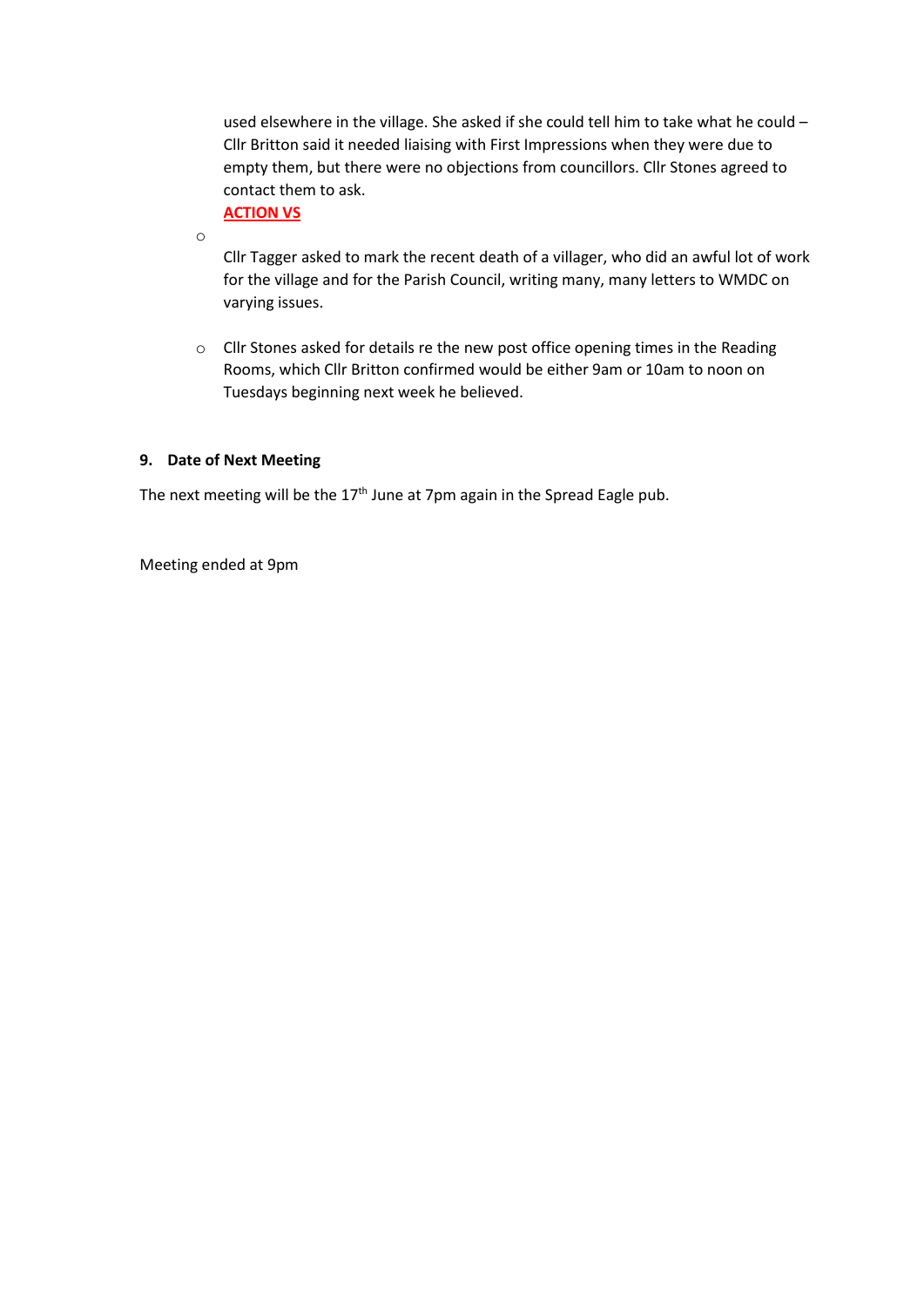used elsewhere in the village. She asked if she could tell him to take what he could – Cllr Britton said it needed liaising with First Impressions when they were due to empty them, but there were no objections from councillors. Cllr Stones agreed to contact them to ask.

**ACTION VS**

- Cllr Tagger asked to mark the recent death of a villager, who did an awful lot of work for the village and for the Parish Council, writing many, many letters to WMDC on varying issues.

- Cllr Stones asked for details re the new post office opening times in the Reading Rooms, which Cllr Britton confirmed would be either 9am or 10am to noon on Tuesdays beginning next week he believed.

## 9. Date of Next Meeting

The next meeting will be the 17th June at 7pm again in the Spread Eagle pub.

Meeting ended at 9pm